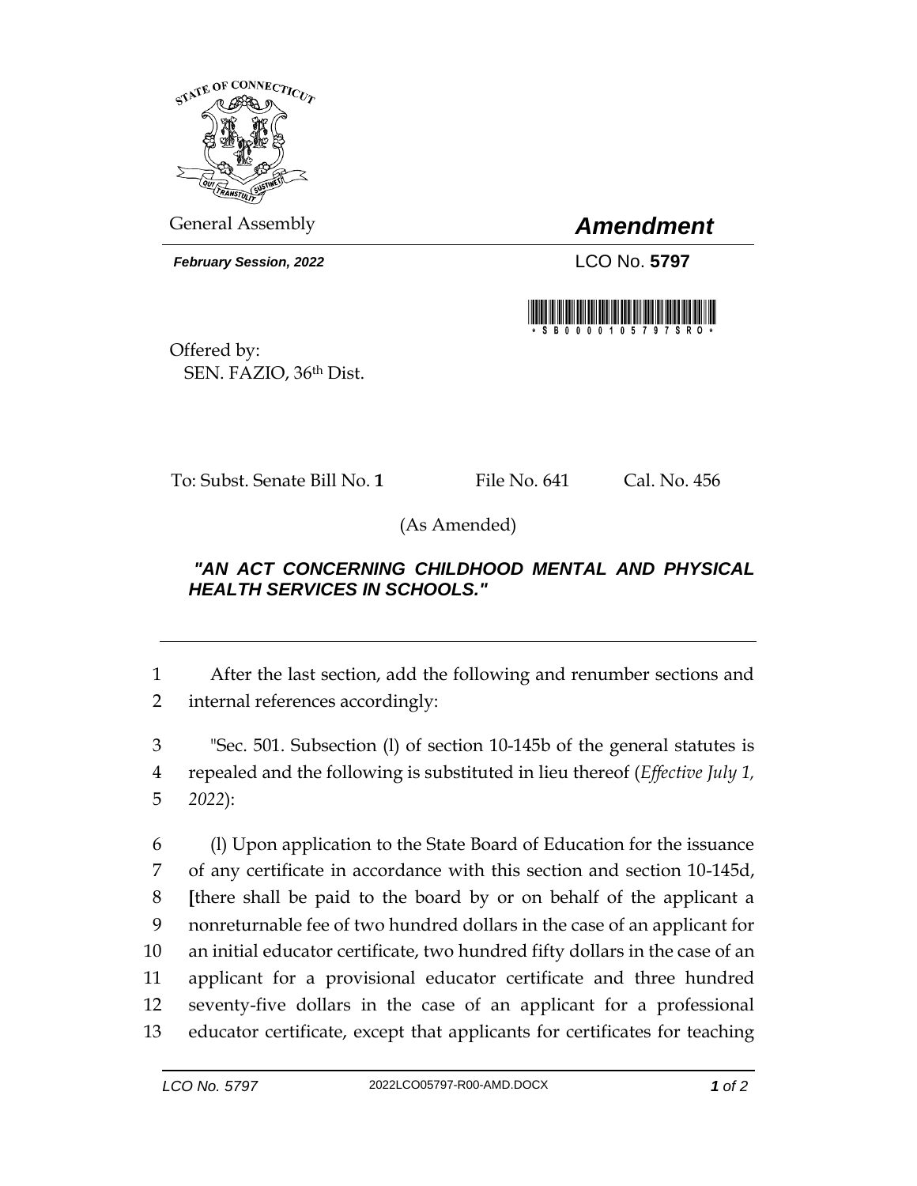General Assembly

# *Amendment*

***February Session, 2022***

LCO No. **5797**

Offered by:
SEN. FAZIO, 36th Dist.

To: Subst. Senate Bill No. **1** File No. 641 Cal. No. 456

(As Amended)

### *"AN ACT CONCERNING CHILDHOOD MENTAL AND PHYSICAL HEALTH SERVICES IN SCHOOLS."*

---

1 After the last section, add the following and renumber sections and
2 internal references accordingly:

3 "Sec. 501. Subsection (l) of section 10-145b of the general statutes is
4 repealed and the following is substituted in lieu thereof (*Effective July 1,*
5 *2022*):

6 (l) Upon application to the State Board of Education for the issuance
7 of any certificate in accordance with this section and section 10-145d,
8 **[**there shall be paid to the board by or on behalf of the applicant a
9 nonreturnable fee of two hundred dollars in the case of an applicant for
10 an initial educator certificate, two hundred fifty dollars in the case of an
11 applicant for a provisional educator certificate and three hundred
12 seventy-five dollars in the case of an applicant for a professional
13 educator certificate, except that applicants for certificates for teaching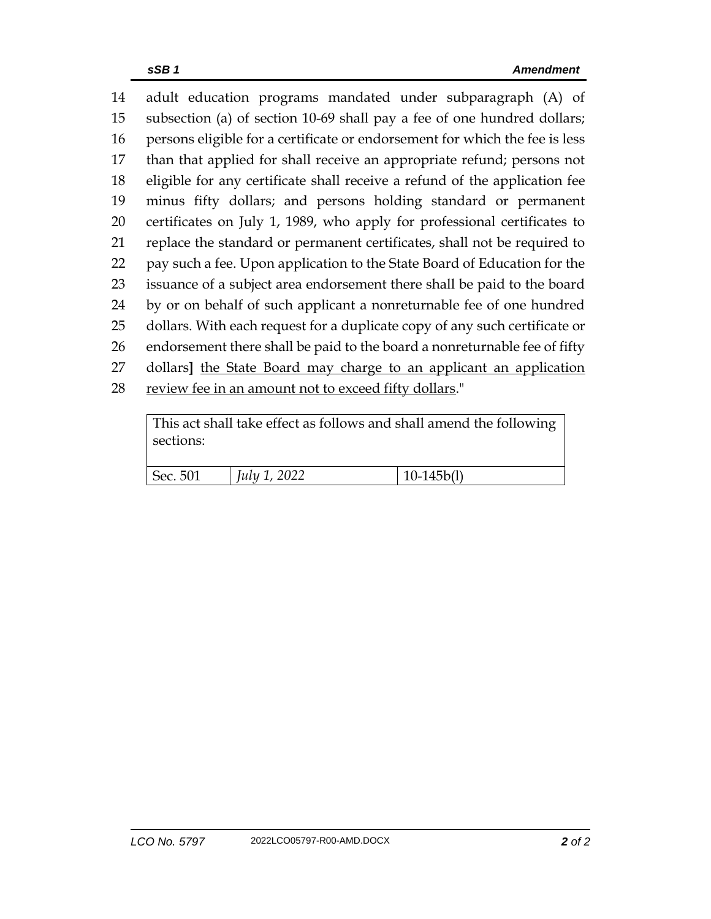14 adult education programs mandated under subparagraph (A) of
15 subsection (a) of section 10-69 shall pay a fee of one hundred dollars;
16 persons eligible for a certificate or endorsement for which the fee is less
17 than that applied for shall receive an appropriate refund; persons not
18 eligible for any certificate shall receive a refund of the application fee
19 minus fifty dollars; and persons holding standard or permanent
20 certificates on July 1, 1989, who apply for professional certificates to
21 replace the standard or permanent certificates, shall not be required to
22 pay such a fee. Upon application to the State Board of Education for the
23 issuance of a subject area endorsement there shall be paid to the board
24 by or on behalf of such applicant a nonreturnable fee of one hundred
25 dollars. With each request for a duplicate copy of any such certificate or
26 endorsement there shall be paid to the board a nonreturnable fee of fifty
27 dollars**]** <u>the State Board may charge to an applicant an application</u>
28 <u>review fee in an amount not to exceed fifty dollars</u>."

| This act shall take effect as follows and shall amend the following sections: | | |
|---|---|---|
| Sec. 501 | *July 1, 2022* | 10-145b(l) |